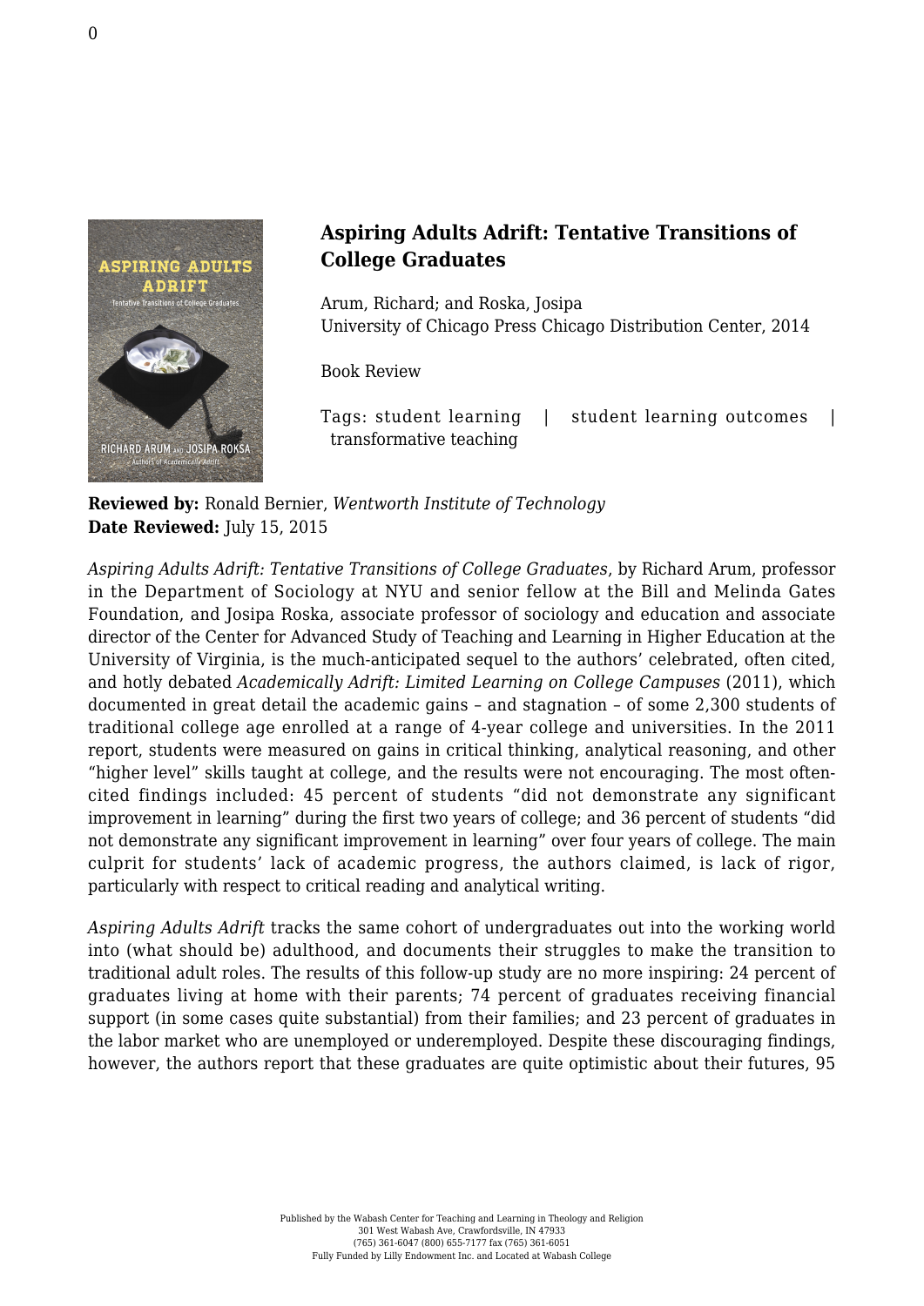## Aspiring Adults Adrift: Tentative Transitions of College Graduates

Arum, Richard; and Roska, Josipa
University of Chicago Press Chicago Distribution Center, 2014

Book Review

Tags: student learning | student learning outcomes | transformative teaching

**Reviewed by:** Ronald Bernier, *Wentworth Institute of Technology*
**Date Reviewed:** July 15, 2015

*Aspiring Adults Adrift: Tentative Transitions of College Graduates*, by Richard Arum, professor in the Department of Sociology at NYU and senior fellow at the Bill and Melinda Gates Foundation, and Josipa Roska, associate professor of sociology and education and associate director of the Center for Advanced Study of Teaching and Learning in Higher Education at the University of Virginia, is the much-anticipated sequel to the authors' celebrated, often cited, and hotly debated *Academically Adrift: Limited Learning on College Campuses* (2011), which documented in great detail the academic gains – and stagnation – of some 2,300 students of traditional college age enrolled at a range of 4-year college and universities. In the 2011 report, students were measured on gains in critical thinking, analytical reasoning, and other "higher level" skills taught at college, and the results were not encouraging. The most often-cited findings included: 45 percent of students "did not demonstrate any significant improvement in learning" during the first two years of college; and 36 percent of students "did not demonstrate any significant improvement in learning" over four years of college. The main culprit for students' lack of academic progress, the authors claimed, is lack of rigor, particularly with respect to critical reading and analytical writing.

*Aspiring Adults Adrift* tracks the same cohort of undergraduates out into the working world into (what should be) adulthood, and documents their struggles to make the transition to traditional adult roles. The results of this follow-up study are no more inspiring: 24 percent of graduates living at home with their parents; 74 percent of graduates receiving financial support (in some cases quite substantial) from their families; and 23 percent of graduates in the labor market who are unemployed or underemployed. Despite these discouraging findings, however, the authors report that these graduates are quite optimistic about their futures, 95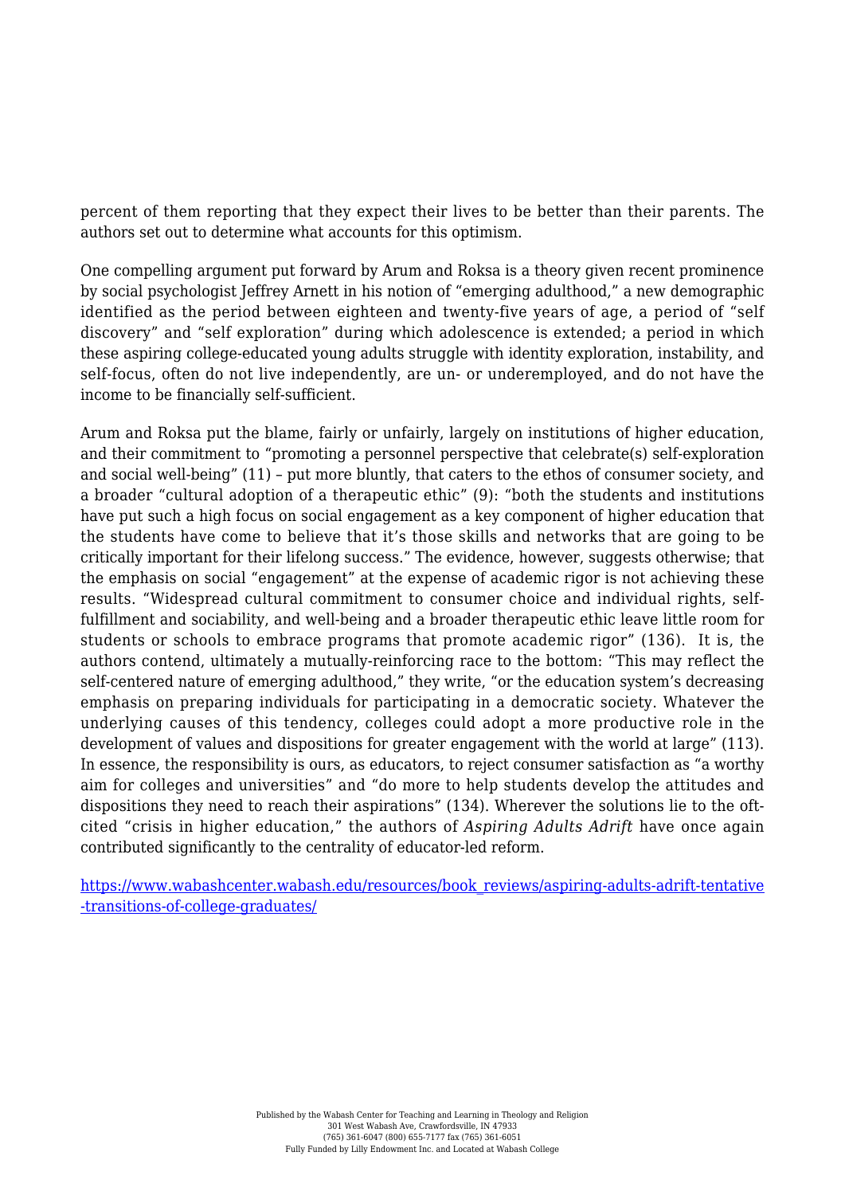percent of them reporting that they expect their lives to be better than their parents. The authors set out to determine what accounts for this optimism.

One compelling argument put forward by Arum and Roksa is a theory given recent prominence by social psychologist Jeffrey Arnett in his notion of "emerging adulthood," a new demographic identified as the period between eighteen and twenty-five years of age, a period of "self discovery" and "self exploration" during which adolescence is extended; a period in which these aspiring college-educated young adults struggle with identity exploration, instability, and self-focus, often do not live independently, are un- or underemployed, and do not have the income to be financially self-sufficient.

Arum and Roksa put the blame, fairly or unfairly, largely on institutions of higher education, and their commitment to "promoting a personnel perspective that celebrate(s) self-exploration and social well-being" (11) – put more bluntly, that caters to the ethos of consumer society, and a broader "cultural adoption of a therapeutic ethic" (9): "both the students and institutions have put such a high focus on social engagement as a key component of higher education that the students have come to believe that it's those skills and networks that are going to be critically important for their lifelong success." The evidence, however, suggests otherwise; that the emphasis on social "engagement" at the expense of academic rigor is not achieving these results. "Widespread cultural commitment to consumer choice and individual rights, self-fulfillment and sociability, and well-being and a broader therapeutic ethic leave little room for students or schools to embrace programs that promote academic rigor" (136). It is, the authors contend, ultimately a mutually-reinforcing race to the bottom: "This may reflect the self-centered nature of emerging adulthood," they write, "or the education system's decreasing emphasis on preparing individuals for participating in a democratic society. Whatever the underlying causes of this tendency, colleges could adopt a more productive role in the development of values and dispositions for greater engagement with the world at large" (113). In essence, the responsibility is ours, as educators, to reject consumer satisfaction as "a worthy aim for colleges and universities" and "do more to help students develop the attitudes and dispositions they need to reach their aspirations" (134). Wherever the solutions lie to the oft-cited "crisis in higher education," the authors of *Aspiring Adults Adrift* have once again contributed significantly to the centrality of educator-led reform.

[https://www.wabashcenter.wabash.edu/resources/book_reviews/aspiring-adults-adrift-tentative-transitions-of-college-graduates/](https://www.wabashcenter.wabash.edu/resources/book_reviews/aspiring-adults-adrift-tentative-transitions-of-college-graduates/)